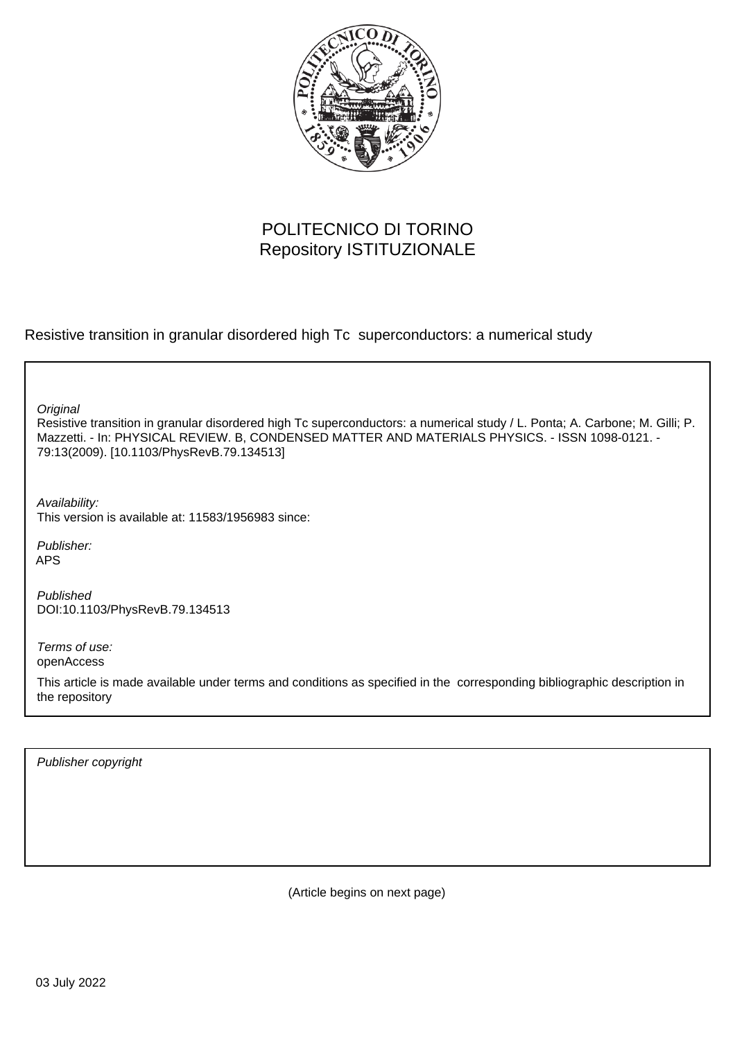POLITECNICO DI TORINO
Repository ISTITUZIONALE

Resistive transition in granular disordered high Tc superconductors: a numerical study

*Original*
Resistive transition in granular disordered high Tc superconductors: a numerical study / L. Ponta; A. Carbone; M. Gilli; P. Mazzetti. - In: PHYSICAL REVIEW. B, CONDENSED MATTER AND MATERIALS PHYSICS. - ISSN 1098-0121. - 79:13(2009). [10.1103/PhysRevB.79.134513]

*Availability:*
This version is available at: 11583/1956983 since:

*Publisher:*
APS

*Published*
DOI:10.1103/PhysRevB.79.134513

*Terms of use:*
openAccess

This article is made available under terms and conditions as specified in the corresponding bibliographic description in the repository

*Publisher copyright*

(Article begins on next page)

03 July 2022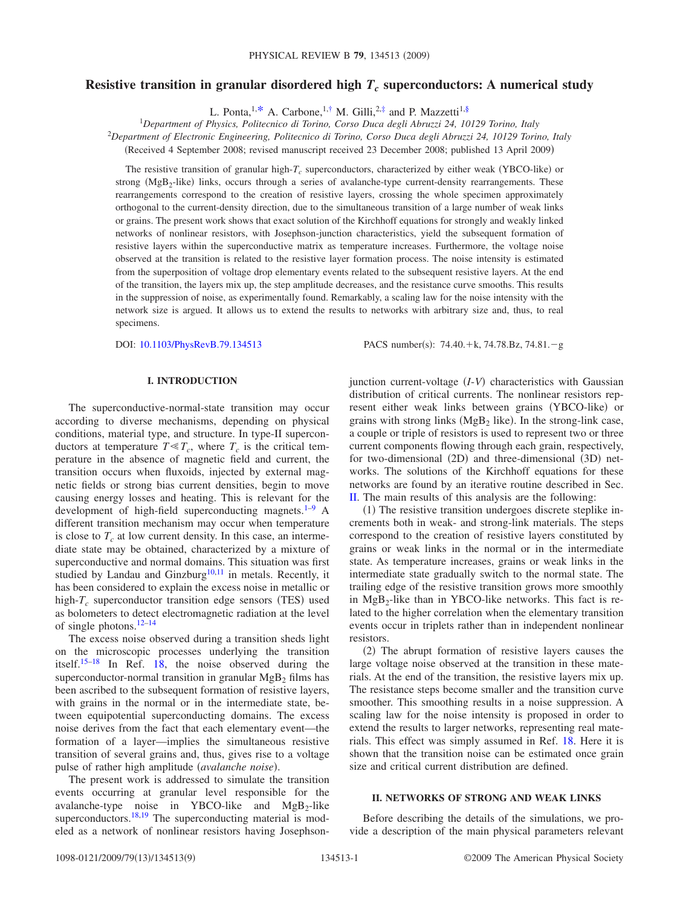# Resistive transition in granular disordered high $T_c$ superconductors: A numerical study

L. Ponta,[1,*] A. Carbone,[1,†] M. Gilli,[2,‡] and P. Mazzetti[1,§]

[1]*Department of Physics, Politecnico di Torino, Corso Duca degli Abruzzi 24, 10129 Torino, Italy*
[2]*Department of Electronic Engineering, Politecnico di Torino, Corso Duca degli Abruzzi 24, 10129 Torino, Italy*

(Received 4 September 2008; revised manuscript received 23 December 2008; published 13 April 2009)

The resistive transition of granular high-$T_c$ superconductors, characterized by either weak (YBCO-like) or strong ($MgB_2$-like) links, occurs through a series of avalanche-type current-density rearrangements. These rearrangements correspond to the creation of resistive layers, crossing the whole specimen approximately orthogonal to the current-density direction, due to the simultaneous transition of a large number of weak links or grains. The present work shows that exact solution of the Kirchhoff equations for strongly and weakly linked networks of nonlinear resistors, with Josephson-junction characteristics, yield the subsequent formation of resistive layers within the superconductive matrix as temperature increases. Furthermore, the voltage noise observed at the transition is related to the resistive layer formation process. The noise intensity is estimated from the superposition of voltage drop elementary events related to the subsequent resistive layers. At the end of the transition, the layers mix up, the step amplitude decreases, and the resistance curve smooths. This results in the suppression of noise, as experimentally found. Remarkably, a scaling law for the noise intensity with the network size is argued. It allows us to extend the results to networks with arbitrary size and, thus, to real specimens.

DOI: 10.1103/PhysRevB.79.134513 PACS number(s): 74.40.+k, 74.78.Bz, 74.81.−g

## I. INTRODUCTION

The superconductive-normal-state transition may occur according to diverse mechanisms, depending on physical conditions, material type, and structure. In type-II superconductors at temperature $T \ll T_c$, where $T_c$ is the critical temperature in the absence of magnetic field and current, the transition occurs when fluxoids, injected by external magnetic fields or strong bias current densities, begin to move causing energy losses and heating. This is relevant for the development of high-field superconducting magnets.[1–9] A different transition mechanism may occur when temperature is close to $T_c$ at low current density. In this case, an intermediate state may be obtained, characterized by a mixture of superconductive and normal domains. This situation was first studied by Landau and Ginzburg[10,11] in metals. Recently, it has been considered to explain the excess noise in metallic or high-$T_c$ superconductor transition edge sensors (TES) used as bolometers to detect electromagnetic radiation at the level of single photons.[12–14]

The excess noise observed during a transition sheds light on the microscopic processes underlying the transition itself.[15–18] In Ref. 18, the noise observed during the superconductor-normal transition in granular $MgB_2$ films has been ascribed to the subsequent formation of resistive layers, with grains in the normal or in the intermediate state, between equipotential superconducting domains. The excess noise derives from the fact that each elementary event—the formation of a layer—implies the simultaneous resistive transition of several grains and, thus, gives rise to a voltage pulse of rather high amplitude (*avalanche noise*).

The present work is addressed to simulate the transition events occurring at granular level responsible for the avalanche-type noise in YBCO-like and $MgB_2$-like superconductors.[18,19] The superconducting material is modeled as a network of nonlinear resistors having Josephson-junction current-voltage ($I$-$V$) characteristics with Gaussian distribution of critical currents. The nonlinear resistors represent either weak links between grains (YBCO-like) or grains with strong links ($MgB_2$ like). In the strong-link case, a couple or triple of resistors is used to represent two or three current components flowing through each grain, respectively, for two-dimensional (2D) and three-dimensional (3D) networks. The solutions of the Kirchhoff equations for these networks are found by an iterative routine described in Sec. II. The main results of this analysis are the following:

(1) The resistive transition undergoes discrete steplike increments both in weak- and strong-link materials. The steps correspond to the creation of resistive layers constituted by grains or weak links in the normal or in the intermediate state. As temperature increases, grains or weak links in the intermediate state gradually switch to the normal state. The trailing edge of the resistive transition grows more smoothly in $MgB_2$-like than in YBCO-like networks. This fact is related to the higher correlation when the elementary transition events occur in triplets rather than in independent nonlinear resistors.

(2) The abrupt formation of resistive layers causes the large voltage noise observed at the transition in these materials. At the end of the transition, the resistive layers mix up. The resistance steps become smaller and the transition curve smoother. This smoothing results in a noise suppression. A scaling law for the noise intensity is proposed in order to extend the results to larger networks, representing real materials. This effect was simply assumed in Ref. 18. Here it is shown that the transition noise can be estimated once grain size and critical current distribution are defined.

## II. NETWORKS OF STRONG AND WEAK LINKS

Before describing the details of the simulations, we provide a description of the main physical parameters relevant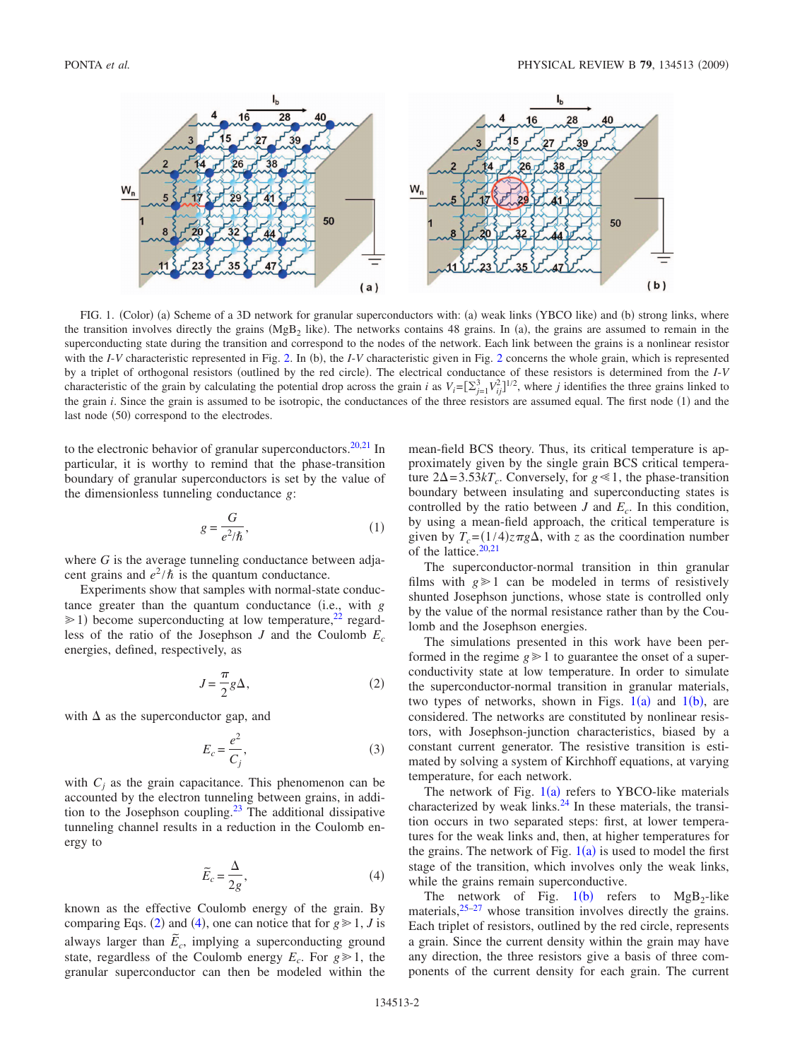FIG. 1. (Color) (a) Scheme of a 3D network for granular superconductors with: (a) weak links (YBCO like) and (b) strong links, where the transition involves directly the grains ($MgB_2$ like). The networks contains 48 grains. In (a), the grains are assumed to remain in the superconducting state during the transition and correspond to the nodes of the network. Each link between the grains is a nonlinear resistor with the *I-V* characteristic represented in Fig. 2. In (b), the *I-V* characteristic given in Fig. 2 concerns the whole grain, which is represented by a triplet of orthogonal resistors (outlined by the red circle). The electrical conductance of these resistors is determined from the *I-V* characteristic of the grain by calculating the potential drop across the grain $i$ as $V_i=[\Sigma_{j=1}^{3}V_{ij}^2]^{1/2}$, where $j$ identifies the three grains linked to the grain $i$. Since the grain is assumed to be isotropic, the conductances of the three resistors are assumed equal. The first node (1) and the last node (50) correspond to the electrodes.

to the electronic behavior of granular superconductors.[20,21] In particular, it is worthy to remind that the phase-transition boundary of granular superconductors is set by the value of the dimensionless tunneling conductance $g$:

$$g=\frac{G}{e^2/\hbar}, \tag{1}$$

where $G$ is the average tunneling conductance between adjacent grains and $e^2/\hbar$ is the quantum conductance.

Experiments show that samples with normal-state conductance greater than the quantum conductance (i.e., with $g \gg 1$) become superconducting at low temperature,[22] regardless of the ratio of the Josephson $J$ and the Coulomb $E_c$ energies, defined, respectively, as

$$J=\frac{\pi}{2}g\Delta, \tag{2}$$

with $\Delta$ as the superconductor gap, and

$$E_c=\frac{e^2}{C_j}, \tag{3}$$

with $C_j$ as the grain capacitance. This phenomenon can be accounted by the electron tunneling between grains, in addition to the Josephson coupling.[23] The additional dissipative tunneling channel results in a reduction in the Coulomb energy to

$$\tilde{E}_c=\frac{\Delta}{2g}, \tag{4}$$

known as the effective Coulomb energy of the grain. By comparing Eqs. (2) and (4), one can notice that for $g \gg 1$, $J$ is always larger than $\tilde{E}_c$, implying a superconducting ground state, regardless of the Coulomb energy $E_c$. For $g \gg 1$, the granular superconductor can then be modeled within the mean-field BCS theory. Thus, its critical temperature is approximately given by the single grain BCS critical temperature $2\Delta=3.53kT_c$. Conversely, for $g \ll 1$, the phase-transition boundary between insulating and superconducting states is controlled by the ratio between $J$ and $E_c$. In this condition, by using a mean-field approach, the critical temperature is given by $T_c=(1/4)z\pi g\Delta$, with $z$ as the coordination number of the lattice.[20,21]

The superconductor-normal transition in thin granular films with $g \gg 1$ can be modeled in terms of resistively shunted Josephson junctions, whose state is controlled only by the value of the normal resistance rather than by the Coulomb and the Josephson energies.

The simulations presented in this work have been performed in the regime $g \gg 1$ to guarantee the onset of a superconductivity state at low temperature. In order to simulate the superconductor-normal transition in granular materials, two types of networks, shown in Figs. 1(a) and 1(b), are considered. The networks are constituted by nonlinear resistors, with Josephson-junction characteristics, biased by a constant current generator. The resistive transition is estimated by solving a system of Kirchhoff equations, at varying temperature, for each network.

The network of Fig. 1(a) refers to YBCO-like materials characterized by weak links.[24] In these materials, the transition occurs in two separated steps: first, at lower temperatures for the weak links and, then, at higher temperatures for the grains. The network of Fig. 1(a) is used to model the first stage of the transition, which involves only the weak links, while the grains remain superconductive.

The network of Fig. 1(b) refers to $MgB_2$-like materials,[25–27] whose transition involves directly the grains. Each triplet of resistors, outlined by the red circle, represents a grain. Since the current density within the grain may have any direction, the three resistors give a basis of three components of the current density for each grain. The current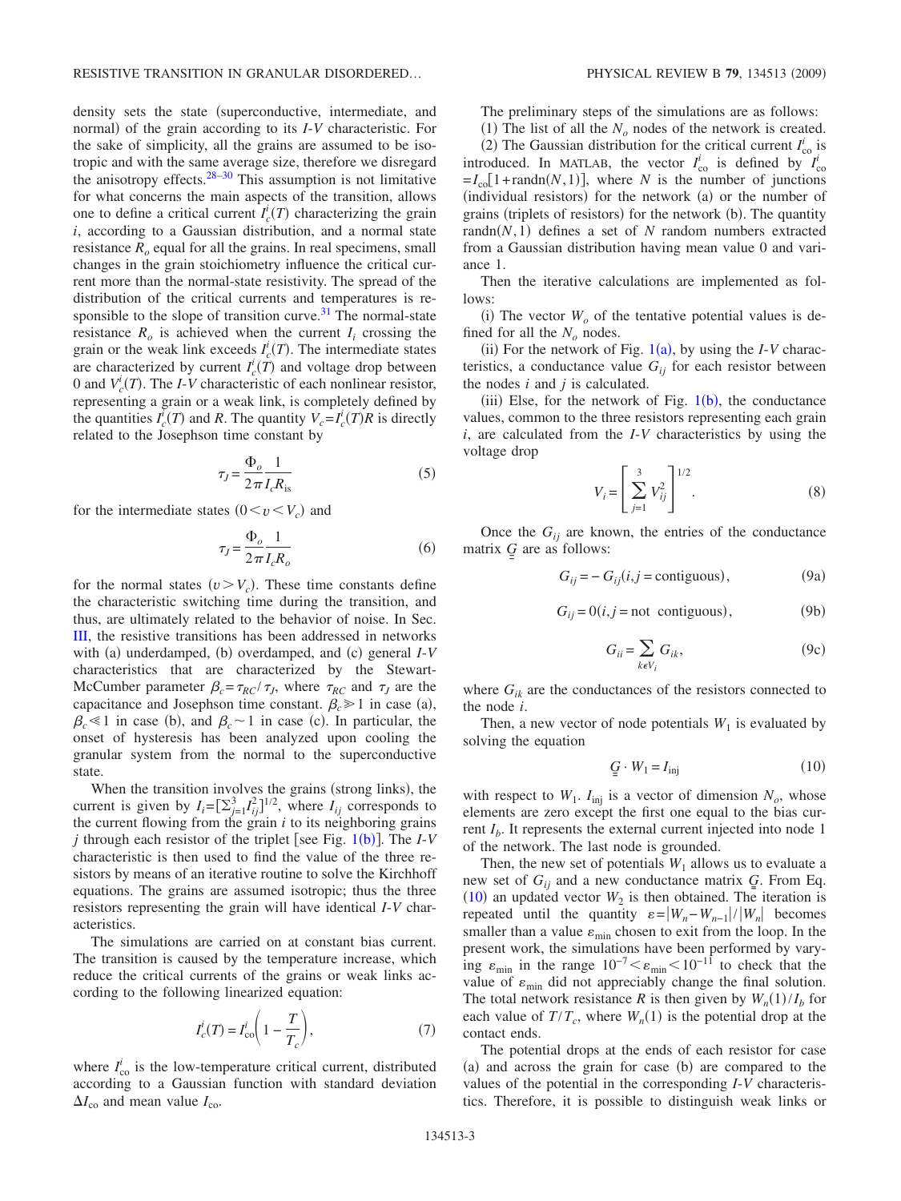density sets the state (superconductive, intermediate, and normal) of the grain according to its $I$-$V$ characteristic. For the sake of simplicity, all the grains are assumed to be isotropic and with the same average size, therefore we disregard the anisotropy effects.[28–30] This assumption is not limitative for what concerns the main aspects of the transition, allows one to define a critical current $I_c^i(T)$ characterizing the grain $i$, according to a Gaussian distribution, and a normal state resistance $R_o$ equal for all the grains. In real specimens, small changes in the grain stoichiometry influence the critical current more than the normal-state resistivity. The spread of the distribution of the critical currents and temperatures is responsible to the slope of transition curve.[31] The normal-state resistance $R_o$ is achieved when the current $I_i$ crossing the grain or the weak link exceeds $I_c^i(T)$. The intermediate states are characterized by current $I_c^i(T)$ and voltage drop between 0 and $V_c^i(T)$. The $I$-$V$ characteristic of each nonlinear resistor, representing a grain or a weak link, is completely defined by the quantities $I_c^i(T)$ and $R$. The quantity $V_c = I_c^i(T)R$ is directly related to the Josephson time constant by

$$\tau_J = \frac{\Phi_o}{2\pi} \frac{1}{I_c R_{\text{is}}} \tag{5}$$

for the intermediate states $(0 < v < V_c)$ and

$$\tau_J = \frac{\Phi_o}{2\pi} \frac{1}{I_c R_o} \tag{6}$$

for the normal states $(v > V_c)$. These time constants define the characteristic switching time during the transition, and thus, are ultimately related to the behavior of noise. In Sec. III, the resistive transitions has been addressed in networks with (a) underdamped, (b) overdamped, and (c) general $I$-$V$ characteristics that are characterized by the Stewart-McCumber parameter $\beta_c = \tau_{RC}/\tau_J$, where $\tau_{RC}$ and $\tau_J$ are the capacitance and Josephson time constant. $\beta_c \gg 1$ in case (a), $\beta_c \ll 1$ in case (b), and $\beta_c \sim 1$ in case (c). In particular, the onset of hysteresis has been analyzed upon cooling the granular system from the normal to the superconductive state.

When the transition involves the grains (strong links), the current is given by $I_i = [\sum_{j=1}^{3} I_{ij}^2]^{1/2}$, where $I_{ij}$ corresponds to the current flowing from the grain $i$ to its neighboring grains $j$ through each resistor of the triplet [see Fig. 1(b)]. The $I$-$V$ characteristic is then used to find the value of the three resistors by means of an iterative routine to solve the Kirchhoff equations. The grains are assumed isotropic; thus the three resistors representing the grain will have identical $I$-$V$ characteristics.

The simulations are carried on at constant bias current. The transition is caused by the temperature increase, which reduce the critical currents of the grains or weak links according to the following linearized equation:

$$I_c^i(T) = I_{\text{co}}^i \left(1 - \frac{T}{T_c}\right), \tag{7}$$

where $I_{\text{co}}^i$ is the low-temperature critical current, distributed according to a Gaussian function with standard deviation $\Delta I_{\text{co}}$ and mean value $I_{\text{co}}$.

The preliminary steps of the simulations are as follows:

(1) The list of all the $N_o$ nodes of the network is created.

(2) The Gaussian distribution for the critical current $I_{\text{co}}^i$ is introduced. In MATLAB, the vector $I_{\text{co}}^i$ is defined by $I_{\text{co}}^i = I_{\text{co}}[1 + \text{randn}(N,1)]$, where $N$ is the number of junctions (individual resistors) for the network (a) or the number of grains (triplets of resistors) for the network (b). The quantity randn$(N,1)$ defines a set of $N$ random numbers extracted from a Gaussian distribution having mean value 0 and variance 1.

Then the iterative calculations are implemented as follows:

(i) The vector $W_o$ of the tentative potential values is defined for all the $N_o$ nodes.

(ii) For the network of Fig. 1(a), by using the $I$-$V$ characteristics, a conductance value $G_{ij}$ for each resistor between the nodes $i$ and $j$ is calculated.

(iii) Else, for the network of Fig. 1(b), the conductance values, common to the three resistors representing each grain $i$, are calculated from the $I$-$V$ characteristics by using the voltage drop

$$V_i = \left[\sum_{j=1}^{3} V_{ij}^2\right]^{1/2}. \tag{8}$$

Once the $G_{ij}$ are known, the entries of the conductance matrix $\underline{\underline{G}}$ are as follows:

$$G_{ij} = -G_{ij}(i,j = \text{contiguous}), \tag{9a}$$

$$G_{ij} = 0(i,j = \text{not contiguous}), \tag{9b}$$

$$G_{ii} = \sum_{k \in V_i} G_{ik}, \tag{9c}$$

where $G_{ik}$ are the conductances of the resistors connected to the node $i$.

Then, a new vector of node potentials $W_1$ is evaluated by solving the equation

$$\underline{\underline{G}} \cdot W_1 = I_{\text{inj}} \tag{10}$$

with respect to $W_1$. $I_{\text{inj}}$ is a vector of dimension $N_o$, whose elements are zero except the first one equal to the bias current $I_b$. It represents the external current injected into node 1 of the network. The last node is grounded.

Then, the new set of potentials $W_1$ allows us to evaluate a new set of $G_{ij}$ and a new conductance matrix $\underline{\underline{G}}$. From Eq. (10) an updated vector $W_2$ is then obtained. The iteration is repeated until the quantity $\varepsilon = |W_n - W_{n-1}|/|W_n|$ becomes smaller than a value $\varepsilon_{\text{min}}$ chosen to exit from the loop. In the present work, the simulations have been performed by varying $\varepsilon_{\text{min}}$ in the range $10^{-7} < \varepsilon_{\text{min}} < 10^{-11}$ to check that the value of $\varepsilon_{\text{min}}$ did not appreciably change the final solution. The total network resistance $R$ is then given by $W_n(1)/I_b$ for each value of $T/T_c$, where $W_n(1)$ is the potential drop at the contact ends.

The potential drops at the ends of each resistor for case (a) and across the grain for case (b) are compared to the values of the potential in the corresponding $I$-$V$ characteristics. Therefore, it is possible to distinguish weak links or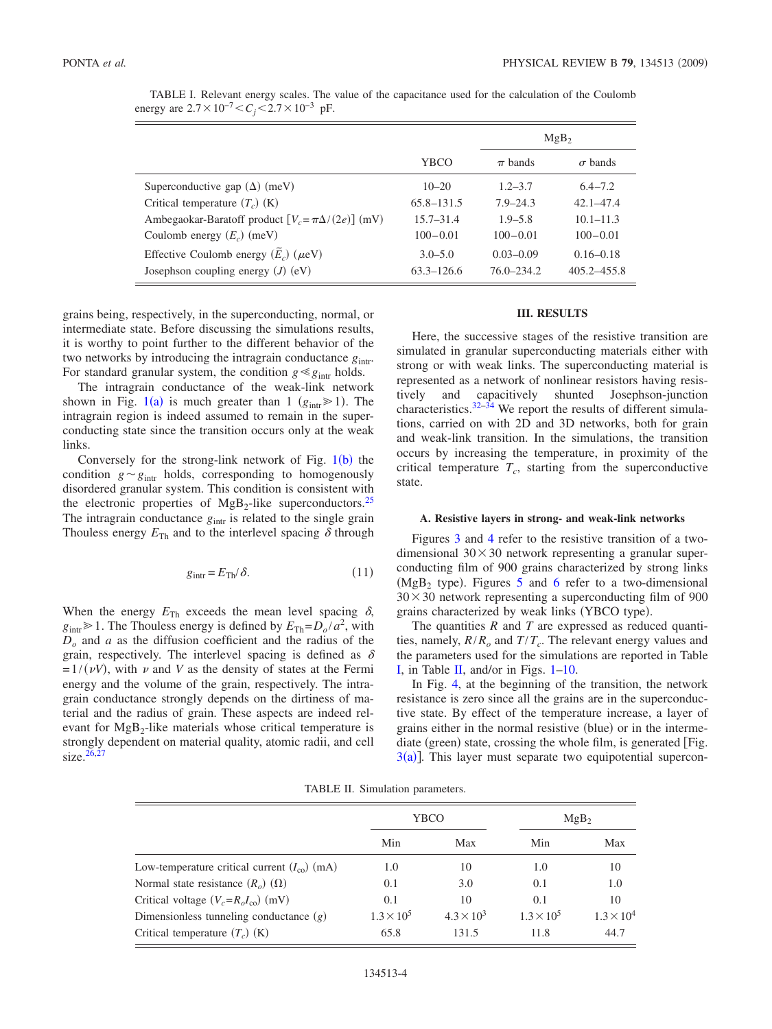TABLE I. Relevant energy scales. The value of the capacitance used for the calculation of the Coulomb energy are $2.7\times10^{-7}<C_j<2.7\times10^{-3}$ pF.

| | YBCO | $MgB_2$ $\pi$ bands | $MgB_2$ $\sigma$ bands |
|---|---|---|---|
| Superconductive gap ($\Delta$) (meV) | 10–20 | 1.2–3.7 | 6.4–7.2 |
| Critical temperature ($T_c$) (K) | 65.8–131.5 | 7.9–24.3 | 42.1–47.4 |
| Ambegaokar-Baratoff product [$V_c=\pi\Delta/(2e)$] (mV) | 15.7–31.4 | 1.9–5.8 | 10.1–11.3 |
| Coulomb energy ($E_c$) (meV) | 100–0.01 | 100–0.01 | 100–0.01 |
| Effective Coulomb energy ($\tilde{E}_c$) ($\mu$eV) | 3.0–5.0 | 0.03–0.09 | 0.16–0.18 |
| Josephson coupling energy ($J$) (eV) | 63.3–126.6 | 76.0–234.2 | 405.2–455.8 |

grains being, respectively, in the superconducting, normal, or intermediate state. Before discussing the simulations results, it is worthy to point further to the different behavior of the two networks by introducing the intragrain conductance $g_{\text{intr}}$. For standard granular system, the condition $g \ll g_{\text{intr}}$ holds.

The intragrain conductance of the weak-link network shown in Fig. 1(a) is much greater than 1 ($g_{\text{intr}} \gg 1$). The intragrain region is indeed assumed to remain in the superconducting state since the transition occurs only at the weak links.

Conversely for the strong-link network of Fig. 1(b) the condition $g \sim g_{\text{intr}}$ holds, corresponding to homogenously disordered granular system. This condition is consistent with the electronic properties of $MgB_2$-like superconductors.[25] The intragrain conductance $g_{\text{intr}}$ is related to the single grain Thouless energy $E_{\text{Th}}$ and to the interlevel spacing $\delta$ through

$$g_{\text{intr}} = E_{\text{Th}}/\delta. \tag{11}$$

When the energy $E_{\text{Th}}$ exceeds the mean level spacing $\delta$, $g_{\text{intr}} \gg 1$. The Thouless energy is defined by $E_{\text{Th}}=D_o/a^2$, with $D_o$ and $a$ as the diffusion coefficient and the radius of the grain, respectively. The interlevel spacing is defined as $\delta = 1/(\nu V)$, with $\nu$ and $V$ as the density of states at the Fermi energy and the volume of the grain, respectively. The intragrain conductance strongly depends on the dirtiness of material and the radius of grain. These aspects are indeed relevant for $MgB_2$-like materials whose critical temperature is strongly dependent on material quality, atomic radii, and cell size.[26,27]

## III. RESULTS

Here, the successive stages of the resistive transition are simulated in granular superconducting materials either with strong or with weak links. The superconducting material is represented as a network of nonlinear resistors having resistively and capacitively shunted Josephson-junction characteristics.[32–34] We report the results of different simulations, carried on with 2D and 3D networks, both for grain and weak-link transition. In the simulations, the transition occurs by increasing the temperature, in proximity of the critical temperature $T_c$, starting from the superconductive state.

### A. Resistive layers in strong- and weak-link networks

Figures 3 and 4 refer to the resistive transition of a two-dimensional $30\times30$ network representing a granular superconducting film of 900 grains characterized by strong links ($MgB_2$ type). Figures 5 and 6 refer to a two-dimensional $30\times30$ network representing a superconducting film of 900 grains characterized by weak links (YBCO type).

The quantities $R$ and $T$ are expressed as reduced quantities, namely, $R/R_o$ and $T/T_c$. The relevant energy values and the parameters used for the simulations are reported in Table I, in Table II, and/or in Figs. 1–10.

In Fig. 4, at the beginning of the transition, the network resistance is zero since all the grains are in the superconductive state. By effect of the temperature increase, a layer of grains either in the normal resistive (blue) or in the intermediate (green) state, crossing the whole film, is generated [Fig. 3(a)]. This layer must separate two equipotential supercon-

TABLE II. Simulation parameters.

| | YBCO Min | YBCO Max | $MgB_2$ Min | $MgB_2$ Max |
|---|---|---|---|---|
| Low-temperature critical current ($I_{co}$) (mA) | 1.0 | 10 | 1.0 | 10 |
| Normal state resistance ($R_o$) ($\Omega$) | 0.1 | 3.0 | 0.1 | 1.0 |
| Critical voltage ($V_c=R_oI_{co}$) (mV) | 0.1 | 10 | 0.1 | 10 |
| Dimensionless tunneling conductance ($g$) | $1.3\times10^5$ | $4.3\times10^3$ | $1.3\times10^5$ | $1.3\times10^4$ |
| Critical temperature ($T_c$) (K) | 65.8 | 131.5 | 11.8 | 44.7 |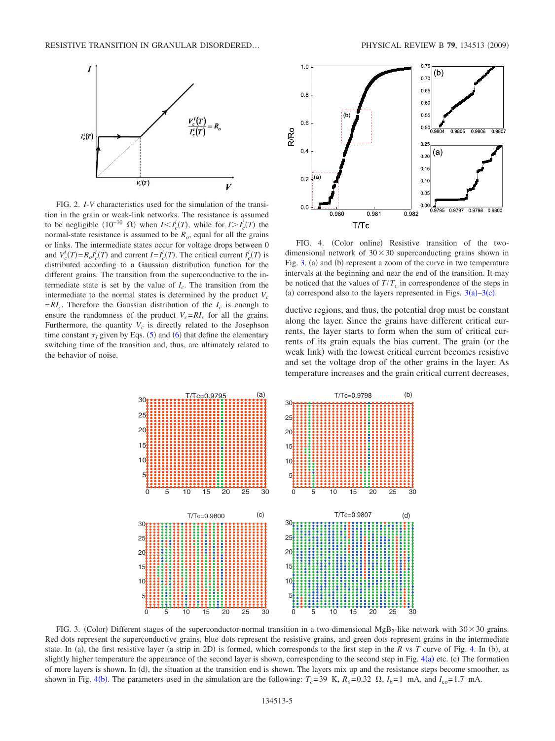FIG. 2. $I$-$V$ characteristics used for the simulation of the transition in the grain or weak-link networks. The resistance is assumed to be negligible ($10^{-10}$ Ω) when $I < I_c^i(T)$, while for $I > I_c^i(T)$ the normal-state resistance is assumed to be $R_o$, equal for all the grains or links. The intermediate states occur for voltage drops between 0 and $V_c^i(T) = R_o I_c^i(T)$ and current $I = I_c^i(T)$. The critical current $I_c^i(T)$ is distributed according to a Gaussian distribution function for the different grains. The transition from the superconductive to the intermediate state is set by the value of $I_c$. The transition from the intermediate to the normal states is determined by the product $V_c = RI_c$. Therefore the Gaussian distribution of the $I_c$ is enough to ensure the randomness of the product $V_c = RI_c$ for all the grains. Furthermore, the quantity $V_c$ is directly related to the Josephson time constant $\tau_J$ given by Eqs. (5) and (6) that define the elementary switching time of the transition and, thus, are ultimately related to the behavior of noise.

FIG. 4. (Color online) Resistive transition of the two-dimensional network of 30×30 superconducting grains shown in Fig. 3. (a) and (b) represent a zoom of the curve in two temperature intervals at the beginning and near the end of the transition. It may be noticed that the values of $T/T_c$ in correspondence of the steps in (a) correspond also to the layers represented in Figs. 3(a)–3(c).

ductive regions, and thus, the potential drop must be constant along the layer. Since the grains have different critical currents, the layer starts to form when the sum of critical currents of its grain equals the bias current. The grain (or the weak link) with the lowest critical current becomes resistive and set the voltage drop of the other grains in the layer. As temperature increases and the grain critical current decreases,

FIG. 3. (Color) Different stages of the superconductor-normal transition in a two-dimensional $MgB_2$-like network with 30×30 grains. Red dots represent the superconductive grains, blue dots represent the resistive grains, and green dots represent grains in the intermediate state. In (a), the first resistive layer (a strip in 2D) is formed, which corresponds to the first step in the $R$ vs $T$ curve of Fig. 4. In (b), at slightly higher temperature the appearance of the second layer is shown, corresponding to the second step in Fig. 4(a) etc. (c) The formation of more layers is shown. In (d), the situation at the transition end is shown. The layers mix up and the resistance steps become smoother, as shown in Fig. 4(b). The parameters used in the simulation are the following: $T_c = 39$ K, $R_o = 0.32$ Ω, $I_b = 1$ mA, and $I_{co} = 1.7$ mA.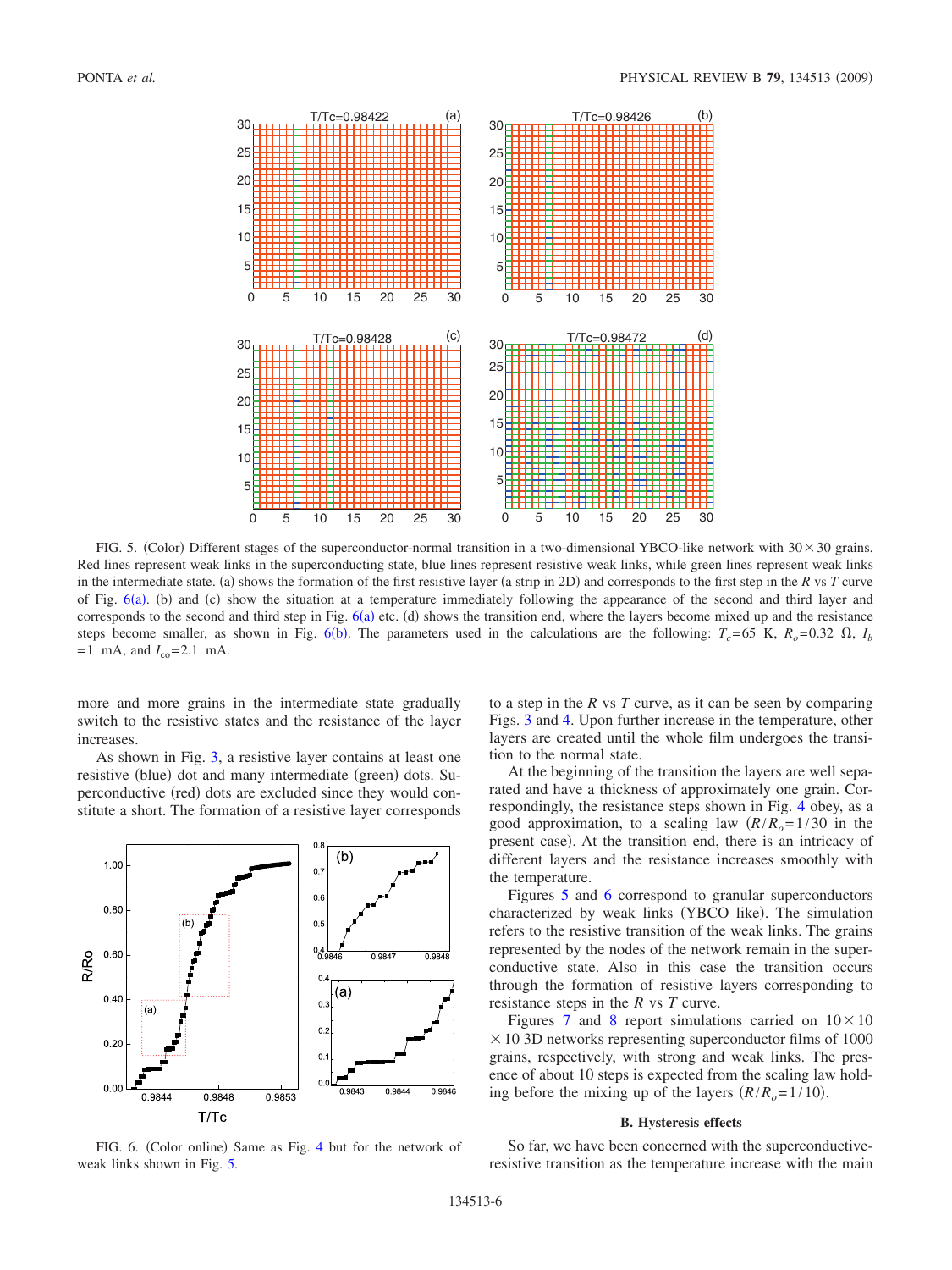FIG. 5. (Color) Different stages of the superconductor-normal transition in a two-dimensional YBCO-like network with $30 \times 30$ grains. Red lines represent weak links in the superconducting state, blue lines represent resistive weak links, while green lines represent weak links in the intermediate state. (a) shows the formation of the first resistive layer (a strip in 2D) and corresponds to the first step in the $R$ vs $T$ curve of Fig. 6(a). (b) and (c) show the situation at a temperature immediately following the appearance of the second and third layer and corresponds to the second and third step in Fig. 6(a) etc. (d) shows the transition end, where the layers become mixed up and the resistance steps become smaller, as shown in Fig. 6(b). The parameters used in the calculations are the following: $T_c = 65$ K, $R_o = 0.32$ $\Omega$, $I_b = 1$ mA, and $I_{co} = 2.1$ mA.

more and more grains in the intermediate state gradually switch to the resistive states and the resistance of the layer increases.

As shown in Fig. 3, a resistive layer contains at least one resistive (blue) dot and many intermediate (green) dots. Superconductive (red) dots are excluded since they would constitute a short. The formation of a resistive layer corresponds to a step in the $R$ vs $T$ curve, as it can be seen by comparing Figs. 3 and 4. Upon further increase in the temperature, other layers are created until the whole film undergoes the transition to the normal state.

FIG. 6. (Color online) Same as Fig. 4 but for the network of weak links shown in Fig. 5.

At the beginning of the transition the layers are well separated and have a thickness of approximately one grain. Correspondingly, the resistance steps shown in Fig. 4 obey, as a good approximation, to a scaling law ($R/R_o = 1/30$ in the present case). At the transition end, there is an intricacy of different layers and the resistance increases smoothly with the temperature.

Figures 5 and 6 correspond to granular superconductors characterized by weak links (YBCO like). The simulation refers to the resistive transition of the weak links. The grains represented by the nodes of the network remain in the superconductive state. Also in this case the transition occurs through the formation of resistive layers corresponding to resistance steps in the $R$ vs $T$ curve.

Figures 7 and 8 report simulations carried on $10 \times 10 \times 10$ 3D networks representing superconductor films of 1000 grains, respectively, with strong and weak links. The presence of about 10 steps is expected from the scaling law holding before the mixing up of the layers ($R/R_o = 1/10$).

### B. Hysteresis effects

So far, we have been concerned with the superconductive-resistive transition as the temperature increase with the main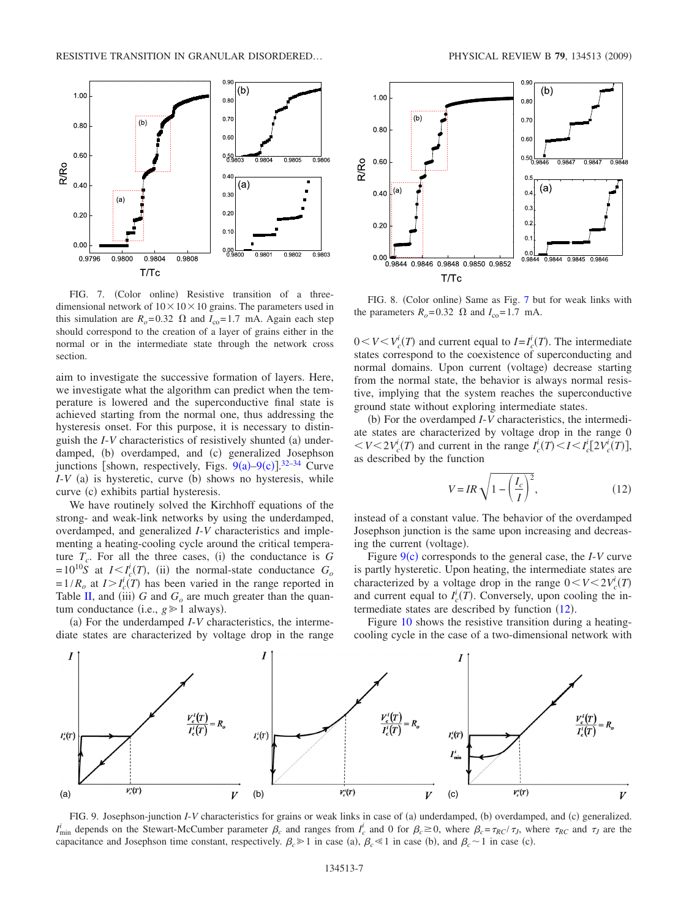FIG. 7. (Color online) Resistive transition of a three-dimensional network of $10\times10\times10$ grains. The parameters used in this simulation are $R_o=0.32\ \Omega$ and $I_{co}=1.7$ mA. Again each step should correspond to the creation of a layer of grains either in the normal or in the intermediate state through the network cross section.

FIG. 8. (Color online) Same as Fig. 7 but for weak links with the parameters $R_o=0.32\ \Omega$ and $I_{co}=1.7$ mA.

aim to investigate the successive formation of layers. Here, we investigate what the algorithm can predict when the temperature is lowered and the superconductive final state is achieved starting from the normal one, thus addressing the hysteresis onset. For this purpose, it is necessary to distinguish the *I-V* characteristics of resistively shunted (a) underdamped, (b) overdamped, and (c) generalized Josephson junctions [shown, respectively, Figs. 9(a)–9(c)].[32–34] Curve *I-V* (a) is hysteretic, curve (b) shows no hysteresis, while curve (c) exhibits partial hysteresis.

We have routinely solved the Kirchhoff equations of the strong- and weak-link networks by using the underdamped, overdamped, and generalized *I-V* characteristics and implementing a heating-cooling cycle around the critical temperature $T_c$. For all the three cases, (i) the conductance is $G=10^{10}S$ at $I<I_c^i(T)$, (ii) the normal-state conductance $G_o=1/R_o$ at $I>I_c^i(T)$ has been varied in the range reported in Table II, and (iii) $G$ and $G_o$ are much greater than the quantum conductance (i.e., $g\gg1$ always).

(a) For the underdamped *I-V* characteristics, the intermediate states are characterized by voltage drop in the range $0<V<V_c^i(T)$ and current equal to $I=I_c^i(T)$. The intermediate states correspond to the coexistence of superconducting and normal domains. Upon current (voltage) decrease starting from the normal state, the behavior is always normal resistive, implying that the system reaches the superconductive ground state without exploring intermediate states.

(b) For the overdamped *I-V* characteristics, the intermediate states are characterized by voltage drop in the range $0<V<2V_c^i(T)$ and current in the range $I_c^i(T)<I<I_c^i[2V_c^i(T)]$, as described by the function

$$V=IR\sqrt{1-\left(\frac{I_c}{I}\right)^2}, \tag{12}$$

instead of a constant value. The behavior of the overdamped Josephson junction is the same upon increasing and decreasing the current (voltage).

Figure 9(c) corresponds to the general case, the *I-V* curve is partly hysteretic. Upon heating, the intermediate states are characterized by a voltage drop in the range $0<V<2V_c^i(T)$ and current equal to $I_c^i(T)$. Conversely, upon cooling the intermediate states are described by function (12).

Figure 10 shows the resistive transition during a heating-cooling cycle in the case of a two-dimensional network with

FIG. 9. Josephson-junction *I-V* characteristics for grains or weak links in case of (a) underdamped, (b) overdamped, and (c) generalized. $I_{\min}^i$ depends on the Stewart-McCumber parameter $\beta_c$ and ranges from $I_c^i$ and 0 for $\beta_c\geq0$, where $\beta_c=\tau_{RC}/\tau_J$, where $\tau_{RC}$ and $\tau_J$ are the capacitance and Josephson time constant, respectively. $\beta_c\gg1$ in case (a), $\beta_c\ll1$ in case (b), and $\beta_c\sim1$ in case (c).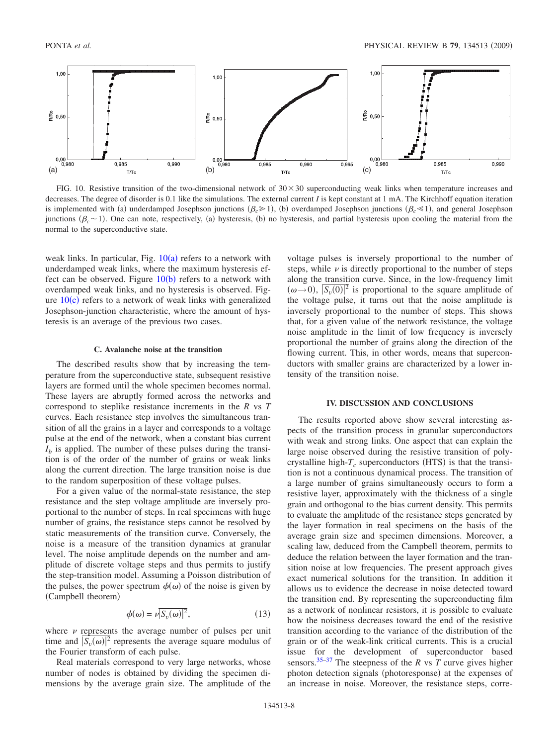FIG. 10. Resistive transition of the two-dimensional network of $30 \times 30$ superconducting weak links when temperature increases and decreases. The degree of disorder is 0.1 like the simulations. The external current $I$ is kept constant at 1 mA. The Kirchhoff equation iteration is implemented with (a) underdamped Josephson junctions ($\beta_c \gg 1$), (b) overdamped Josephson junctions ($\beta_c \ll 1$), and general Josephson junctions ($\beta_c \sim 1$). One can note, respectively, (a) hysteresis, (b) no hysteresis, and partial hysteresis upon cooling the material from the normal to the superconductive state.

weak links. In particular, Fig. 10(a) refers to a network with underdamped weak links, where the maximum hysteresis effect can be observed. Figure 10(b) refers to a network with overdamped weak links, and no hysteresis is observed. Figure 10(c) refers to a network of weak links with generalized Josephson-junction characteristic, where the amount of hysteresis is an average of the previous two cases.

### C. Avalanche noise at the transition

The described results show that by increasing the temperature from the superconductive state, subsequent resistive layers are formed until the whole specimen becomes normal. These layers are abruptly formed across the networks and correspond to steplike resistance increments in the $R$ vs $T$ curves. Each resistance step involves the simultaneous transition of all the grains in a layer and corresponds to a voltage pulse at the end of the network, when a constant bias current $I_b$ is applied. The number of these pulses during the transition is of the order of the number of grains or weak links along the current direction. The large transition noise is due to the random superposition of these voltage pulses.

For a given value of the normal-state resistance, the step resistance and the step voltage amplitude are inversely proportional to the number of steps. In real specimens with huge number of grains, the resistance steps cannot be resolved by static measurements of the transition curve. Conversely, the noise is a measure of the transition dynamics at granular level. The noise amplitude depends on the number and amplitude of discrete voltage steps and thus permits to justify the step-transition model. Assuming a Poisson distribution of the pulses, the power spectrum $\phi(\omega)$ of the noise is given by (Campbell theorem)

$$\phi(\omega) = \nu \overline{|S_v(\omega)|^2}, \tag{13}$$

where $\nu$ represents the average number of pulses per unit time and $\overline{|S_v(\omega)|^2}$ represents the average square modulus of the Fourier transform of each pulse.

Real materials correspond to very large networks, whose number of nodes is obtained by dividing the specimen dimensions by the average grain size. The amplitude of the voltage pulses is inversely proportional to the number of steps, while $\nu$ is directly proportional to the number of steps along the transition curve. Since, in the low-frequency limit $(\omega \to 0)$, $\overline{|S_v(0)|^2}$ is proportional to the square amplitude of the voltage pulse, it turns out that the noise amplitude is inversely proportional to the number of steps. This shows that, for a given value of the network resistance, the voltage noise amplitude in the limit of low frequency is inversely proportional the number of grains along the direction of the flowing current. This, in other words, means that superconductors with smaller grains are characterized by a lower intensity of the transition noise.

## IV. DISCUSSION AND CONCLUSIONS

The results reported above show several interesting aspects of the transition process in granular superconductors with weak and strong links. One aspect that can explain the large noise observed during the resistive transition of polycrystalline high-$T_c$ superconductors (HTS) is that the transition is not a continuous dynamical process. The transition of a large number of grains simultaneously occurs to form a resistive layer, approximately with the thickness of a single grain and orthogonal to the bias current density. This permits to evaluate the amplitude of the resistance steps generated by the layer formation in real specimens on the basis of the average grain size and specimen dimensions. Moreover, a scaling law, deduced from the Campbell theorem, permits to deduce the relation between the layer formation and the transition noise at low frequencies. The present approach gives exact numerical solutions for the transition. In addition it allows us to evidence the decrease in noise detected toward the transition end. By representing the superconducting film as a network of nonlinear resistors, it is possible to evaluate how the noisiness decreases toward the end of the resistive transition according to the variance of the distribution of the grain or of the weak-link critical currents. This is a crucial issue for the development of superconductor based sensors.[35–37] The steepness of the $R$ vs $T$ curve gives higher photon detection signals (photoresponse) at the expenses of an increase in noise. Moreover, the resistance steps, corre-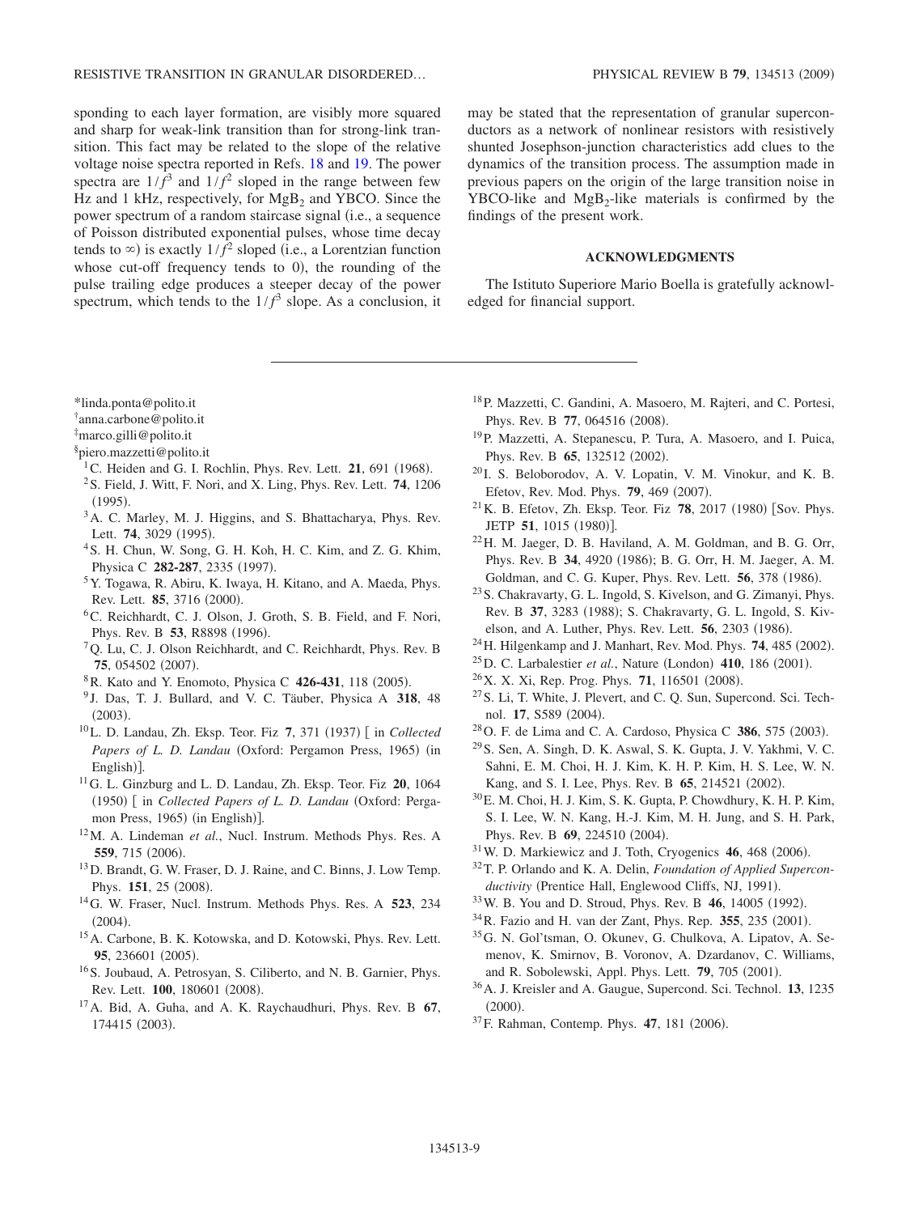sponding to each layer formation, are visibly more squared and sharp for weak-link transition than for strong-link transition. This fact may be related to the slope of the relative voltage noise spectra reported in Refs. 18 and 19. The power spectra are $1/f^3$ and $1/f^2$ sloped in the range between few Hz and 1 kHz, respectively, for $MgB_2$ and YBCO. Since the power spectrum of a random staircase signal (i.e., a sequence of Poisson distributed exponential pulses, whose time decay tends to $\infty$) is exactly $1/f^2$ sloped (i.e., a Lorentzian function whose cut-off frequency tends to 0), the rounding of the pulse trailing edge produces a steeper decay of the power spectrum, which tends to the $1/f^3$ slope. As a conclusion, it may be stated that the representation of granular superconductors as a network of nonlinear resistors with resistively shunted Josephson-junction characteristics add clues to the dynamics of the transition process. The assumption made in previous papers on the origin of the large transition noise in YBCO-like and $MgB_2$-like materials is confirmed by the findings of the present work.

## ACKNOWLEDGMENTS

The Istituto Superiore Mario Boella is gratefully acknowledged for financial support.

---

*linda.ponta@polito.it

†anna.carbone@polito.it

‡marco.gilli@polito.it

§piero.mazzetti@polito.it

[1] C. Heiden and G. I. Rochlin, Phys. Rev. Lett. **21**, 691 (1968).

[2] S. Field, J. Witt, F. Nori, and X. Ling, Phys. Rev. Lett. **74**, 1206 (1995).

[3] A. C. Marley, M. J. Higgins, and S. Bhattacharya, Phys. Rev. Lett. **74**, 3029 (1995).

[4] S. H. Chun, W. Song, G. H. Koh, H. C. Kim, and Z. G. Khim, Physica C **282-287**, 2335 (1997).

[5] Y. Togawa, R. Abiru, K. Iwaya, H. Kitano, and A. Maeda, Phys. Rev. Lett. **85**, 3716 (2000).

[6] C. Reichhardt, C. J. Olson, J. Groth, S. B. Field, and F. Nori, Phys. Rev. B **53**, R8898 (1996).

[7] Q. Lu, C. J. Olson Reichhardt, and C. Reichhardt, Phys. Rev. B **75**, 054502 (2007).

[8] R. Kato and Y. Enomoto, Physica C **426-431**, 118 (2005).

[9] J. Das, T. J. Bullard, and V. C. Täuber, Physica A **318**, 48 (2003).

[10] L. D. Landau, Zh. Eksp. Teor. Fiz **7**, 371 (1937) [ in *Collected Papers of L. D. Landau* (Oxford: Pergamon Press, 1965) (in English)].

[11] G. L. Ginzburg and L. D. Landau, Zh. Eksp. Teor. Fiz **20**, 1064 (1950) [ in *Collected Papers of L. D. Landau* (Oxford: Pergamon Press, 1965) (in English)].

[12] M. A. Lindeman *et al.*, Nucl. Instrum. Methods Phys. Res. A **559**, 715 (2006).

[13] D. Brandt, G. W. Fraser, D. J. Raine, and C. Binns, J. Low Temp. Phys. **151**, 25 (2008).

[14] G. W. Fraser, Nucl. Instrum. Methods Phys. Res. A **523**, 234 (2004).

[15] A. Carbone, B. K. Kotowska, and D. Kotowski, Phys. Rev. Lett. **95**, 236601 (2005).

[16] S. Joubaud, A. Petrosyan, S. Ciliberto, and N. B. Garnier, Phys. Rev. Lett. **100**, 180601 (2008).

[17] A. Bid, A. Guha, and A. K. Raychaudhuri, Phys. Rev. B **67**, 174415 (2003).

[18] P. Mazzetti, C. Gandini, A. Masoero, M. Rajteri, and C. Portesi, Phys. Rev. B **77**, 064516 (2008).

[19] P. Mazzetti, A. Stepanescu, P. Tura, A. Masoero, and I. Puica, Phys. Rev. B **65**, 132512 (2002).

[20] I. S. Beloborodov, A. V. Lopatin, V. M. Vinokur, and K. B. Efetov, Rev. Mod. Phys. **79**, 469 (2007).

[21] K. B. Efetov, Zh. Eksp. Teor. Fiz **78**, 2017 (1980) [Sov. Phys. JETP **51**, 1015 (1980)].

[22] H. M. Jaeger, D. B. Haviland, A. M. Goldman, and B. G. Orr, Phys. Rev. B **34**, 4920 (1986); B. G. Orr, H. M. Jaeger, A. M. Goldman, and C. G. Kuper, Phys. Rev. Lett. **56**, 378 (1986).

[23] S. Chakravarty, G. L. Ingold, S. Kivelson, and G. Zimanyi, Phys. Rev. B **37**, 3283 (1988); S. Chakravarty, G. L. Ingold, S. Kivelson, and A. Luther, Phys. Rev. Lett. **56**, 2303 (1986).

[24] H. Hilgenkamp and J. Manhart, Rev. Mod. Phys. **74**, 485 (2002).

[25] D. C. Larbalestier *et al.*, Nature (London) **410**, 186 (2001).

[26] X. X. Xi, Rep. Prog. Phys. **71**, 116501 (2008).

[27] S. Li, T. White, J. Plevert, and C. Q. Sun, Supercond. Sci. Technol. **17**, S589 (2004).

[28] O. F. de Lima and C. A. Cardoso, Physica C **386**, 575 (2003).

[29] S. Sen, A. Singh, D. K. Aswal, S. K. Gupta, J. V. Yakhmi, V. C. Sahni, E. M. Choi, H. J. Kim, K. H. P. Kim, H. S. Lee, W. N. Kang, and S. I. Lee, Phys. Rev. B **65**, 214521 (2002).

[30] E. M. Choi, H. J. Kim, S. K. Gupta, P. Chowdhury, K. H. P. Kim, S. I. Lee, W. N. Kang, H.-J. Kim, M. H. Jung, and S. H. Park, Phys. Rev. B **69**, 224510 (2004).

[31] W. D. Markiewicz and J. Toth, Cryogenics **46**, 468 (2006).

[32] T. P. Orlando and K. A. Delin, *Foundation of Applied Superconductivity* (Prentice Hall, Englewood Cliffs, NJ, 1991).

[33] W. B. You and D. Stroud, Phys. Rev. B **46**, 14005 (1992).

[34] R. Fazio and H. van der Zant, Phys. Rep. **355**, 235 (2001).

[35] G. N. Gol'tsman, O. Okunev, G. Chulkova, A. Lipatov, A. Semenov, K. Smirnov, B. Voronov, A. Dzardanov, C. Williams, and R. Sobolewski, Appl. Phys. Lett. **79**, 705 (2001).

[36] A. J. Kreisler and A. Gaugue, Supercond. Sci. Technol. **13**, 1235 (2000).

[37] F. Rahman, Contemp. Phys. **47**, 181 (2006).